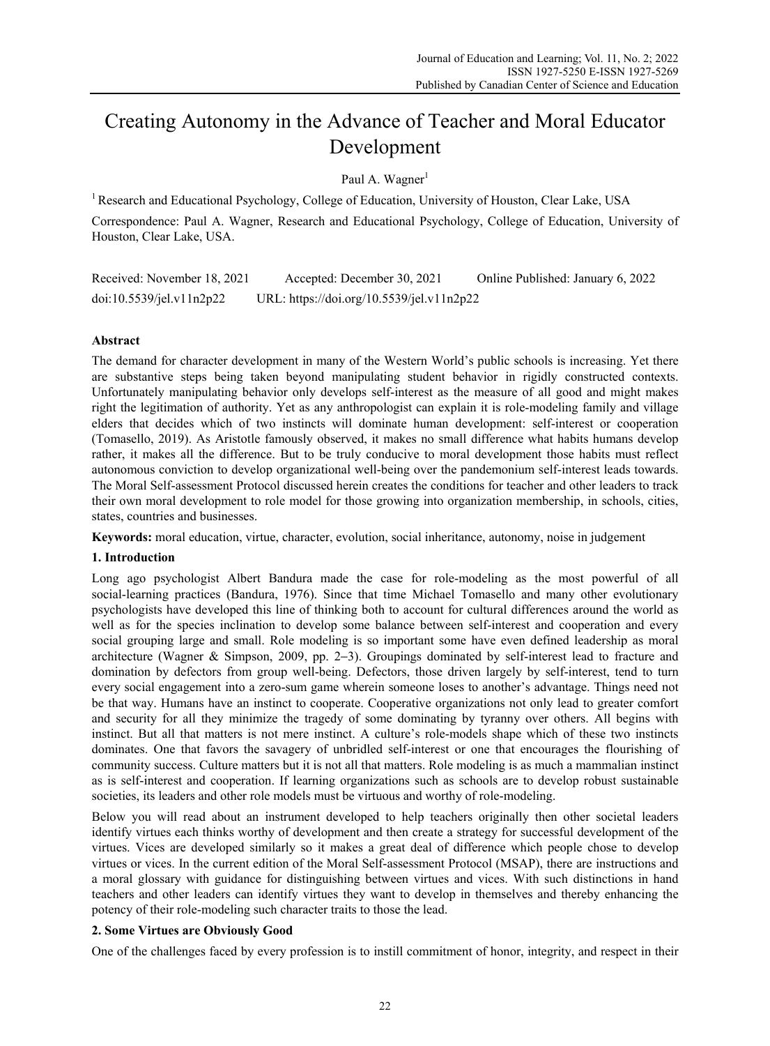# Creating Autonomy in the Advance of Teacher and Moral Educator Development

Paul A. Wagner[1]

[1] Research and Educational Psychology, College of Education, University of Houston, Clear Lake, USA

Correspondence: Paul A. Wagner, Research and Educational Psychology, College of Education, University of Houston, Clear Lake, USA.

Received: November 18, 2021 Accepted: December 30, 2021 Online Published: January 6, 2022

doi:10.5539/jel.v11n2p22 URL: https://doi.org/10.5539/jel.v11n2p22

## Abstract

The demand for character development in many of the Western World's public schools is increasing. Yet there are substantive steps being taken beyond manipulating student behavior in rigidly constructed contexts. Unfortunately manipulating behavior only develops self-interest as the measure of all good and might makes right the legitimation of authority. Yet as any anthropologist can explain it is role-modeling family and village elders that decides which of two instincts will dominate human development: self-interest or cooperation (Tomasello, 2019). As Aristotle famously observed, it makes no small difference what habits humans develop rather, it makes all the difference. But to be truly conducive to moral development those habits must reflect autonomous conviction to develop organizational well-being over the pandemonium self-interest leads towards. The Moral Self-assessment Protocol discussed herein creates the conditions for teacher and other leaders to track their own moral development to role model for those growing into organization membership, in schools, cities, states, countries and businesses.

**Keywords:** moral education, virtue, character, evolution, social inheritance, autonomy, noise in judgement

## 1. Introduction

Long ago psychologist Albert Bandura made the case for role-modeling as the most powerful of all social-learning practices (Bandura, 1976). Since that time Michael Tomasello and many other evolutionary psychologists have developed this line of thinking both to account for cultural differences around the world as well as for the species inclination to develop some balance between self-interest and cooperation and every social grouping large and small. Role modeling is so important some have even defined leadership as moral architecture (Wagner & Simpson, 2009, pp. 2–3). Groupings dominated by self-interest lead to fracture and domination by defectors from group well-being. Defectors, those driven largely by self-interest, tend to turn every social engagement into a zero-sum game wherein someone loses to another's advantage. Things need not be that way. Humans have an instinct to cooperate. Cooperative organizations not only lead to greater comfort and security for all they minimize the tragedy of some dominating by tyranny over others. All begins with instinct. But all that matters is not mere instinct. A culture's role-models shape which of these two instincts dominates. One that favors the savagery of unbridled self-interest or one that encourages the flourishing of community success. Culture matters but it is not all that matters. Role modeling is as much a mammalian instinct as is self-interest and cooperation. If learning organizations such as schools are to develop robust sustainable societies, its leaders and other role models must be virtuous and worthy of role-modeling.

Below you will read about an instrument developed to help teachers originally then other societal leaders identify virtues each thinks worthy of development and then create a strategy for successful development of the virtues. Vices are developed similarly so it makes a great deal of difference which people chose to develop virtues or vices. In the current edition of the Moral Self-assessment Protocol (MSAP), there are instructions and a moral glossary with guidance for distinguishing between virtues and vices. With such distinctions in hand teachers and other leaders can identify virtues they want to develop in themselves and thereby enhancing the potency of their role-modeling such character traits to those the lead.

## 2. Some Virtues are Obviously Good

One of the challenges faced by every profession is to instill commitment of honor, integrity, and respect in their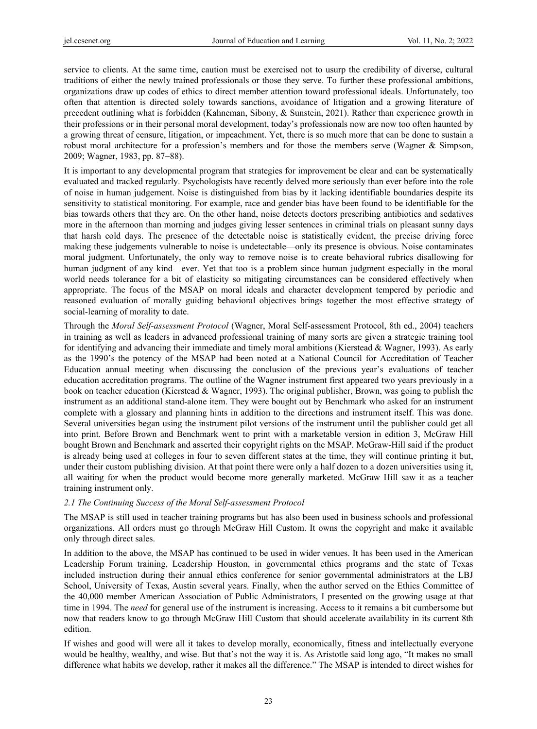service to clients. At the same time, caution must be exercised not to usurp the credibility of diverse, cultural traditions of either the newly trained professionals or those they serve. To further these professional ambitions, organizations draw up codes of ethics to direct member attention toward professional ideals. Unfortunately, too often that attention is directed solely towards sanctions, avoidance of litigation and a growing literature of precedent outlining what is forbidden (Kahneman, Sibony, & Sunstein, 2021). Rather than experience growth in their professions or in their personal moral development, today's professionals now are now too often haunted by a growing threat of censure, litigation, or impeachment. Yet, there is so much more that can be done to sustain a robust moral architecture for a profession's members and for those the members serve (Wagner & Simpson, 2009; Wagner, 1983, pp. 87–88).

It is important to any developmental program that strategies for improvement be clear and can be systematically evaluated and tracked regularly. Psychologists have recently delved more seriously than ever before into the role of noise in human judgement. Noise is distinguished from bias by it lacking identifiable boundaries despite its sensitivity to statistical monitoring. For example, race and gender bias have been found to be identifiable for the bias towards others that they are. On the other hand, noise detects doctors prescribing antibiotics and sedatives more in the afternoon than morning and judges giving lesser sentences in criminal trials on pleasant sunny days that harsh cold days. The presence of the detectable noise is statistically evident, the precise driving force making these judgements vulnerable to noise is undetectable—only its presence is obvious. Noise contaminates moral judgment. Unfortunately, the only way to remove noise is to create behavioral rubrics disallowing for human judgment of any kind—ever. Yet that too is a problem since human judgment especially in the moral world needs tolerance for a bit of elasticity so mitigating circumstances can be considered effectively when appropriate. The focus of the MSAP on moral ideals and character development tempered by periodic and reasoned evaluation of morally guiding behavioral objectives brings together the most effective strategy of social-learning of morality to date.

Through the *Moral Self-assessment Protocol* (Wagner, Moral Self-assessment Protocol, 8th ed., 2004) teachers in training as well as leaders in advanced professional training of many sorts are given a strategic training tool for identifying and advancing their immediate and timely moral ambitions (Kierstead & Wagner, 1993). As early as the 1990's the potency of the MSAP had been noted at a National Council for Accreditation of Teacher Education annual meeting when discussing the conclusion of the previous year's evaluations of teacher education accreditation programs. The outline of the Wagner instrument first appeared two years previously in a book on teacher education (Kierstead & Wagner, 1993). The original publisher, Brown, was going to publish the instrument as an additional stand-alone item. They were bought out by Benchmark who asked for an instrument complete with a glossary and planning hints in addition to the directions and instrument itself. This was done. Several universities began using the instrument pilot versions of the instrument until the publisher could get all into print. Before Brown and Benchmark went to print with a marketable version in edition 3, McGraw Hill bought Brown and Benchmark and asserted their copyright rights on the MSAP. McGraw-Hill said if the product is already being used at colleges in four to seven different states at the time, they will continue printing it but, under their custom publishing division. At that point there were only a half dozen to a dozen universities using it, all waiting for when the product would become more generally marketed. McGraw Hill saw it as a teacher training instrument only.

### *2.1 The Continuing Success of the Moral Self-assessment Protocol*

The MSAP is still used in teacher training programs but has also been used in business schools and professional organizations. All orders must go through McGraw Hill Custom. It owns the copyright and make it available only through direct sales.

In addition to the above, the MSAP has continued to be used in wider venues. It has been used in the American Leadership Forum training, Leadership Houston, in governmental ethics programs and the state of Texas included instruction during their annual ethics conference for senior governmental administrators at the LBJ School, University of Texas, Austin several years. Finally, when the author served on the Ethics Committee of the 40,000 member American Association of Public Administrators, I presented on the growing usage at that time in 1994. The *need* for general use of the instrument is increasing. Access to it remains a bit cumbersome but now that readers know to go through McGraw Hill Custom that should accelerate availability in its current 8th edition.

If wishes and good will were all it takes to develop morally, economically, fitness and intellectually everyone would be healthy, wealthy, and wise. But that's not the way it is. As Aristotle said long ago, "It makes no small difference what habits we develop, rather it makes all the difference." The MSAP is intended to direct wishes for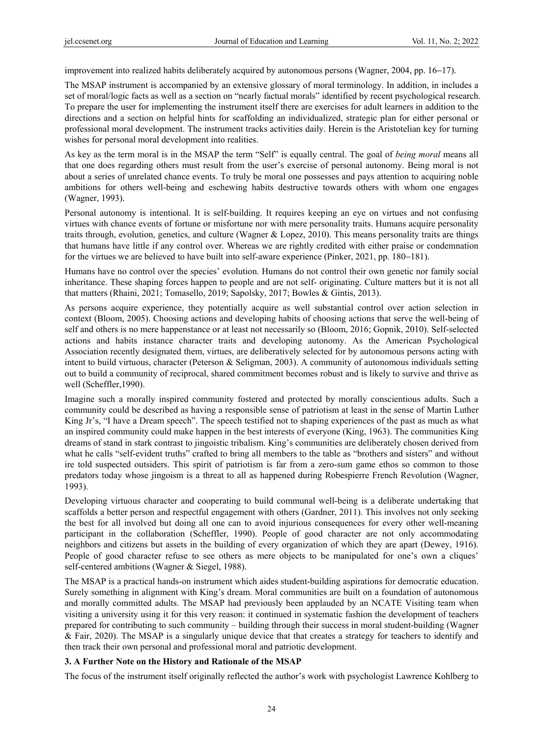improvement into realized habits deliberately acquired by autonomous persons (Wagner, 2004, pp. 16‒17).

The MSAP instrument is accompanied by an extensive glossary of moral terminology. In addition, in includes a set of moral/logic facts as well as a section on "nearly factual morals" identified by recent psychological research. To prepare the user for implementing the instrument itself there are exercises for adult learners in addition to the directions and a section on helpful hints for scaffolding an individualized, strategic plan for either personal or professional moral development. The instrument tracks activities daily. Herein is the Aristotelian key for turning wishes for personal moral development into realities.

As key as the term moral is in the MSAP the term "Self" is equally central. The goal of *being moral* means all that one does regarding others must result from the user's exercise of personal autonomy. Being moral is not about a series of unrelated chance events. To truly be moral one possesses and pays attention to acquiring noble ambitions for others well-being and eschewing habits destructive towards others with whom one engages (Wagner, 1993).

Personal autonomy is intentional. It is self-building. It requires keeping an eye on virtues and not confusing virtues with chance events of fortune or misfortune nor with mere personality traits. Humans acquire personality traits through, evolution, genetics, and culture (Wagner & Lopez, 2010). This means personality traits are things that humans have little if any control over. Whereas we are rightly credited with either praise or condemnation for the virtues we are believed to have built into self-aware experience (Pinker, 2021, pp. 180‒181).

Humans have no control over the species' evolution. Humans do not control their own genetic nor family social inheritance. These shaping forces happen to people and are not self- originating. Culture matters but it is not all that matters (Rhaini, 2021; Tomasello, 2019; Sapolsky, 2017; Bowles & Gintis, 2013).

As persons acquire experience, they potentially acquire as well substantial control over action selection in context (Bloom, 2005). Choosing actions and developing habits of choosing actions that serve the well-being of self and others is no mere happenstance or at least not necessarily so (Bloom, 2016; Gopnik, 2010). Self-selected actions and habits instance character traits and developing autonomy. As the American Psychological Association recently designated them, virtues, are deliberatively selected for by autonomous persons acting with intent to build virtuous, character (Peterson & Seligman, 2003). A community of autonomous individuals setting out to build a community of reciprocal, shared commitment becomes robust and is likely to survive and thrive as well (Scheffler,1990).

Imagine such a morally inspired community fostered and protected by morally conscientious adults. Such a community could be described as having a responsible sense of patriotism at least in the sense of Martin Luther King Jr's, "I have a Dream speech". The speech testified not to shaping experiences of the past as much as what an inspired community could make happen in the best interests of everyone (King, 1963). The communities King dreams of stand in stark contrast to jingoistic tribalism. King's communities are deliberately chosen derived from what he calls "self-evident truths" crafted to bring all members to the table as "brothers and sisters" and without ire told suspected outsiders. This spirit of patriotism is far from a zero-sum game ethos so common to those predators today whose jingoism is a threat to all as happened during Robespierre French Revolution (Wagner, 1993).

Developing virtuous character and cooperating to build communal well-being is a deliberate undertaking that scaffolds a better person and respectful engagement with others (Gardner, 2011). This involves not only seeking the best for all involved but doing all one can to avoid injurious consequences for every other well-meaning participant in the collaboration (Scheffler, 1990). People of good character are not only accommodating neighbors and citizens but assets in the building of every organization of which they are apart (Dewey, 1916). People of good character refuse to see others as mere objects to be manipulated for one's own a cliques' self-centered ambitions (Wagner & Siegel, 1988).

The MSAP is a practical hands-on instrument which aides student-building aspirations for democratic education. Surely something in alignment with King's dream. Moral communities are built on a foundation of autonomous and morally committed adults. The MSAP had previously been applauded by an NCATE Visiting team when visiting a university using it for this very reason: it continued in systematic fashion the development of teachers prepared for contributing to such community – building through their success in moral student-building (Wagner & Fair, 2020). The MSAP is a singularly unique device that that creates a strategy for teachers to identify and then track their own personal and professional moral and patriotic development.

## 3. A Further Note on the History and Rationale of the MSAP

The focus of the instrument itself originally reflected the author's work with psychologist Lawrence Kohlberg to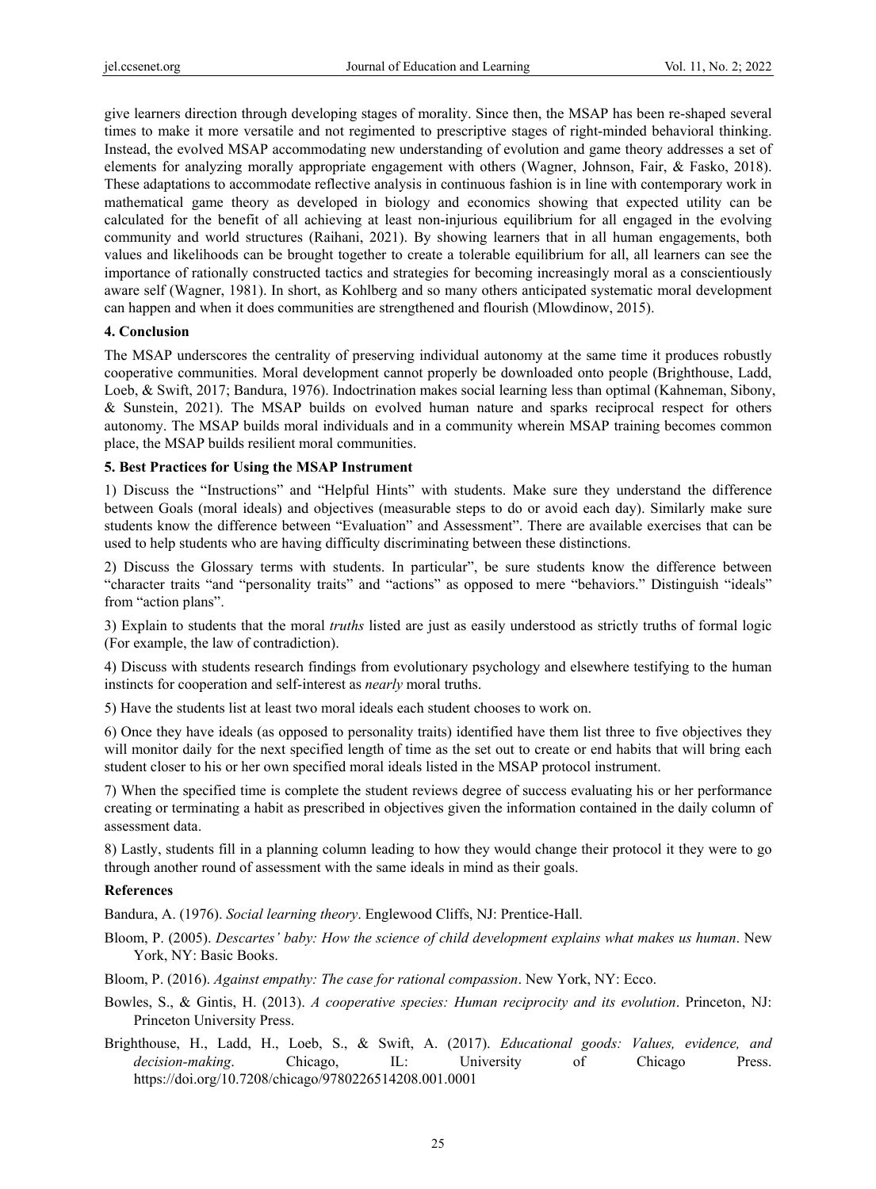give learners direction through developing stages of morality. Since then, the MSAP has been re-shaped several times to make it more versatile and not regimented to prescriptive stages of right-minded behavioral thinking. Instead, the evolved MSAP accommodating new understanding of evolution and game theory addresses a set of elements for analyzing morally appropriate engagement with others (Wagner, Johnson, Fair, & Fasko, 2018). These adaptations to accommodate reflective analysis in continuous fashion is in line with contemporary work in mathematical game theory as developed in biology and economics showing that expected utility can be calculated for the benefit of all achieving at least non-injurious equilibrium for all engaged in the evolving community and world structures (Raihani, 2021). By showing learners that in all human engagements, both values and likelihoods can be brought together to create a tolerable equilibrium for all, all learners can see the importance of rationally constructed tactics and strategies for becoming increasingly moral as a conscientiously aware self (Wagner, 1981). In short, as Kohlberg and so many others anticipated systematic moral development can happen and when it does communities are strengthened and flourish (Mlowdinow, 2015).

## 4. Conclusion

The MSAP underscores the centrality of preserving individual autonomy at the same time it produces robustly cooperative communities. Moral development cannot properly be downloaded onto people (Brighthouse, Ladd, Loeb, & Swift, 2017; Bandura, 1976). Indoctrination makes social learning less than optimal (Kahneman, Sibony, & Sunstein, 2021). The MSAP builds on evolved human nature and sparks reciprocal respect for others autonomy. The MSAP builds moral individuals and in a community wherein MSAP training becomes common place, the MSAP builds resilient moral communities.

## 5. Best Practices for Using the MSAP Instrument

1) Discuss the "Instructions" and "Helpful Hints" with students. Make sure they understand the difference between Goals (moral ideals) and objectives (measurable steps to do or avoid each day). Similarly make sure students know the difference between "Evaluation" and Assessment". There are available exercises that can be used to help students who are having difficulty discriminating between these distinctions.

2) Discuss the Glossary terms with students. In particular", be sure students know the difference between "character traits "and "personality traits" and "actions" as opposed to mere "behaviors." Distinguish "ideals" from "action plans".

3) Explain to students that the moral *truths* listed are just as easily understood as strictly truths of formal logic (For example, the law of contradiction).

4) Discuss with students research findings from evolutionary psychology and elsewhere testifying to the human instincts for cooperation and self-interest as *nearly* moral truths.

5) Have the students list at least two moral ideals each student chooses to work on.

6) Once they have ideals (as opposed to personality traits) identified have them list three to five objectives they will monitor daily for the next specified length of time as the set out to create or end habits that will bring each student closer to his or her own specified moral ideals listed in the MSAP protocol instrument.

7) When the specified time is complete the student reviews degree of success evaluating his or her performance creating or terminating a habit as prescribed in objectives given the information contained in the daily column of assessment data.

8) Lastly, students fill in a planning column leading to how they would change their protocol it they were to go through another round of assessment with the same ideals in mind as their goals.

## References

Bandura, A. (1976). *Social learning theory*. Englewood Cliffs, NJ: Prentice-Hall.

Bloom, P. (2005). *Descartes' baby: How the science of child development explains what makes us human*. New York, NY: Basic Books.

Bloom, P. (2016). *Against empathy: The case for rational compassion*. New York, NY: Ecco.

Bowles, S., & Gintis, H. (2013). *A cooperative species: Human reciprocity and its evolution*. Princeton, NJ: Princeton University Press.

Brighthouse, H., Ladd, H., Loeb, S., & Swift, A. (2017). *Educational goods: Values, evidence, and decision-making*. Chicago, IL: University of Chicago Press. https://doi.org/10.7208/chicago/9780226514208.001.0001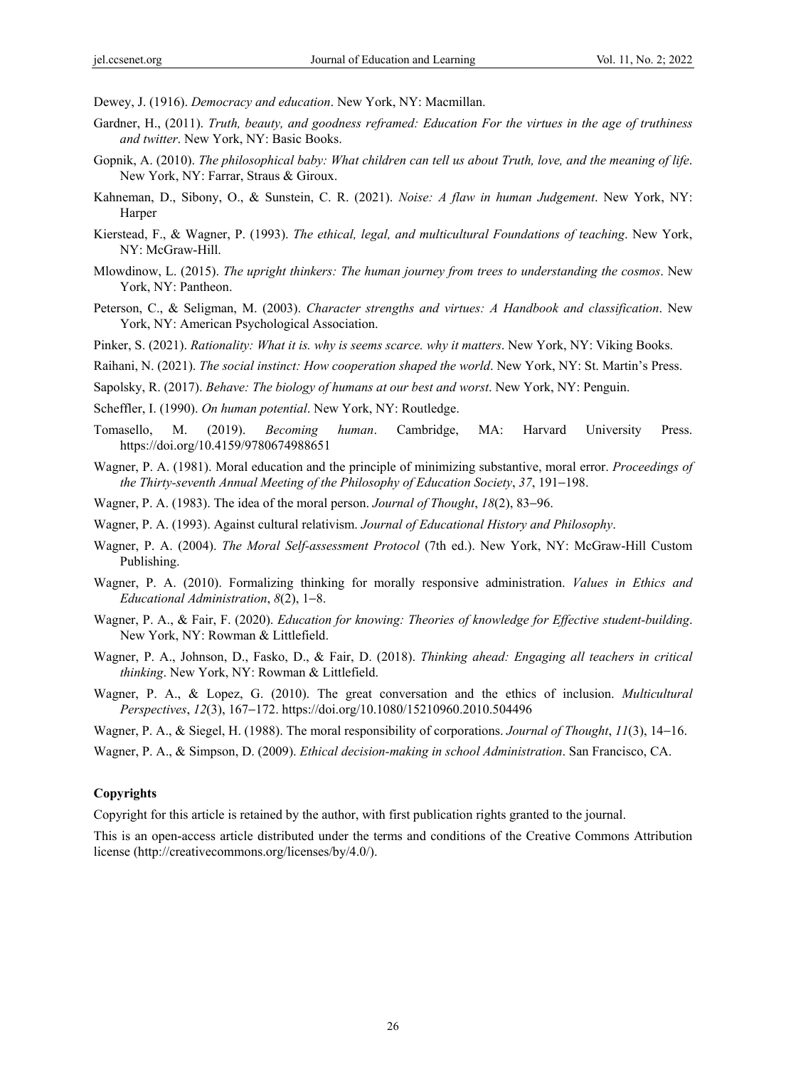Dewey, J. (1916). *Democracy and education*. New York, NY: Macmillan.

Gardner, H., (2011). *Truth, beauty, and goodness reframed: Education For the virtues in the age of truthiness and twitter*. New York, NY: Basic Books.

Gopnik, A. (2010). *The philosophical baby: What children can tell us about Truth, love, and the meaning of life*. New York, NY: Farrar, Straus & Giroux.

Kahneman, D., Sibony, O., & Sunstein, C. R. (2021). *Noise: A flaw in human Judgement*. New York, NY: Harper

Kierstead, F., & Wagner, P. (1993). *The ethical, legal, and multicultural Foundations of teaching*. New York, NY: McGraw-Hill.

Mlowdinow, L. (2015). *The upright thinkers: The human journey from trees to understanding the cosmos*. New York, NY: Pantheon.

Peterson, C., & Seligman, M. (2003). *Character strengths and virtues: A Handbook and classification*. New York, NY: American Psychological Association.

Pinker, S. (2021). *Rationality: What it is. why is seems scarce. why it matters*. New York, NY: Viking Books.

Raihani, N. (2021). *The social instinct: How cooperation shaped the world*. New York, NY: St. Martin's Press.

Sapolsky, R. (2017). *Behave: The biology of humans at our best and worst*. New York, NY: Penguin.

Scheffler, I. (1990). *On human potential*. New York, NY: Routledge.

Tomasello, M. (2019). *Becoming human*. Cambridge, MA: Harvard University Press. https://doi.org/10.4159/9780674988651

Wagner, P. A. (1981). Moral education and the principle of minimizing substantive, moral error. *Proceedings of the Thirty-seventh Annual Meeting of the Philosophy of Education Society*, *37*, 191–198.

Wagner, P. A. (1983). The idea of the moral person. *Journal of Thought*, *18*(2), 83–96.

Wagner, P. A. (1993). Against cultural relativism. *Journal of Educational History and Philosophy*.

Wagner, P. A. (2004). *The Moral Self-assessment Protocol* (7th ed.). New York, NY: McGraw-Hill Custom Publishing.

Wagner, P. A. (2010). Formalizing thinking for morally responsive administration. *Values in Ethics and Educational Administration*, *8*(2), 1–8.

Wagner, P. A., & Fair, F. (2020). *Education for knowing: Theories of knowledge for Effective student-building*. New York, NY: Rowman & Littlefield.

Wagner, P. A., Johnson, D., Fasko, D., & Fair, D. (2018). *Thinking ahead: Engaging all teachers in critical thinking*. New York, NY: Rowman & Littlefield.

Wagner, P. A., & Lopez, G. (2010). The great conversation and the ethics of inclusion. *Multicultural Perspectives*, *12*(3), 167–172. https://doi.org/10.1080/15210960.2010.504496

Wagner, P. A., & Siegel, H. (1988). The moral responsibility of corporations. *Journal of Thought*, *11*(3), 14–16.

Wagner, P. A., & Simpson, D. (2009). *Ethical decision-making in school Administration*. San Francisco, CA.

**Copyrights**

Copyright for this article is retained by the author, with first publication rights granted to the journal.

This is an open-access article distributed under the terms and conditions of the Creative Commons Attribution license (http://creativecommons.org/licenses/by/4.0/).